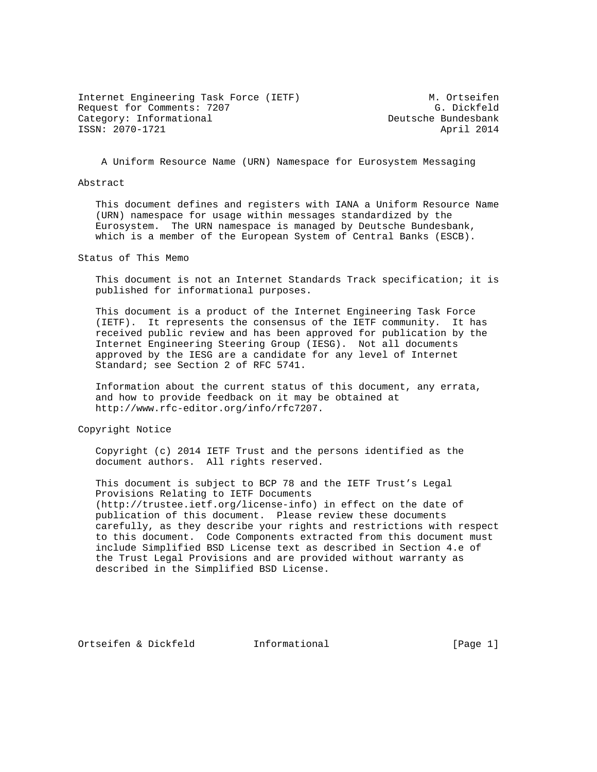Internet Engineering Task Force (IETF)                       M. Ortseifen
Request for Comments: 7207                                    G. Dickfeld
Category: Informational                                Deutsche Bundesbank
ISSN: 2070-1721                                                April 2014

# A Uniform Resource Name (URN) Namespace for Eurosystem Messaging

## Abstract

This document defines and registers with IANA a Uniform Resource Name (URN) namespace for usage within messages standardized by the Eurosystem. The URN namespace is managed by Deutsche Bundesbank, which is a member of the European System of Central Banks (ESCB).

## Status of This Memo

This document is not an Internet Standards Track specification; it is published for informational purposes.

This document is a product of the Internet Engineering Task Force (IETF). It represents the consensus of the IETF community. It has received public review and has been approved for publication by the Internet Engineering Steering Group (IESG). Not all documents approved by the IESG are a candidate for any level of Internet Standard; see Section 2 of RFC 5741.

Information about the current status of this document, any errata, and how to provide feedback on it may be obtained at http://www.rfc-editor.org/info/rfc7207.

## Copyright Notice

Copyright (c) 2014 IETF Trust and the persons identified as the document authors. All rights reserved.

This document is subject to BCP 78 and the IETF Trust's Legal Provisions Relating to IETF Documents (http://trustee.ietf.org/license-info) in effect on the date of publication of this document. Please review these documents carefully, as they describe your rights and restrictions with respect to this document. Code Components extracted from this document must include Simplified BSD License text as described in Section 4.e of the Trust Legal Provisions and are provided without warranty as described in the Simplified BSD License.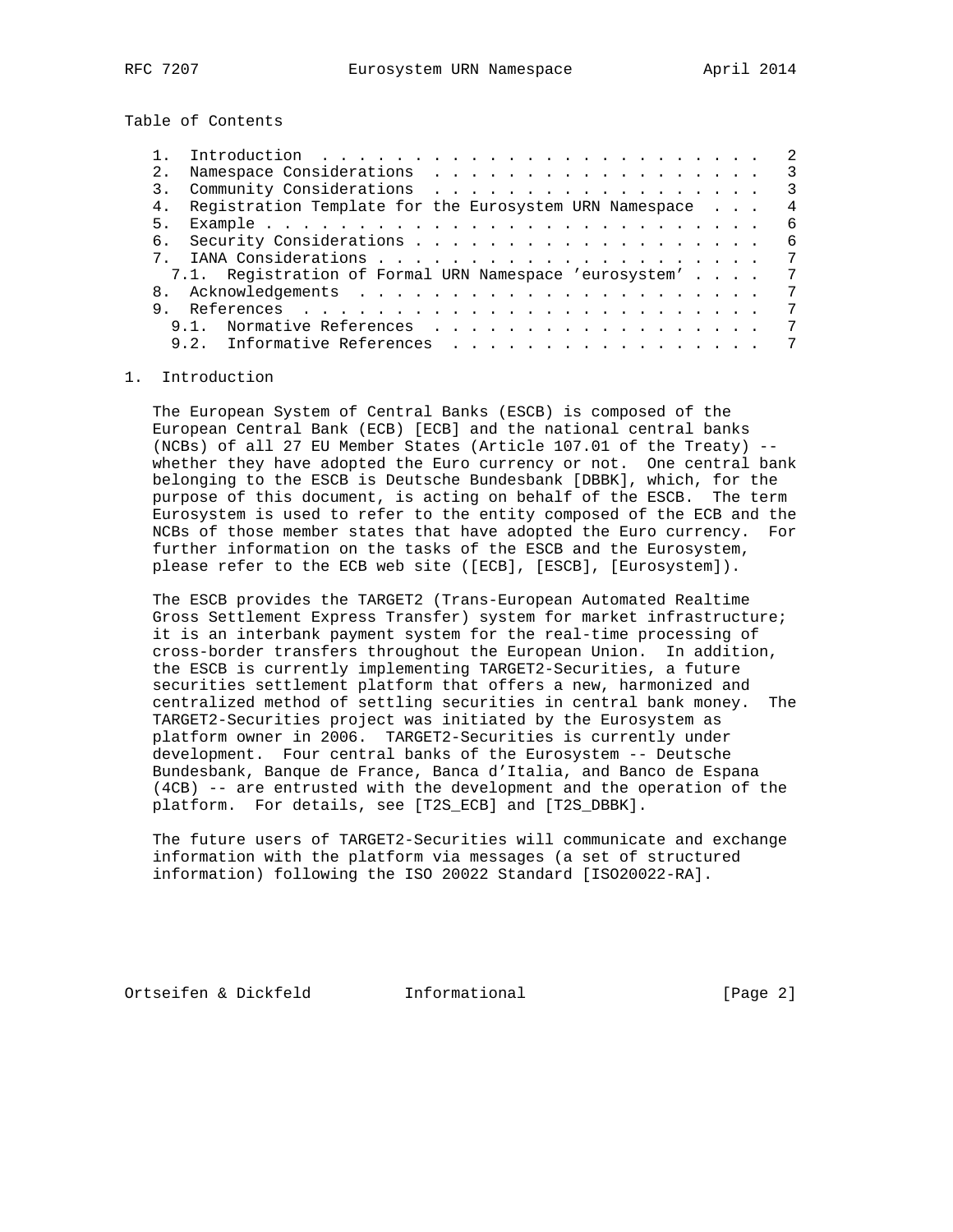Table of Contents

1. Introduction . . . . . . . . . . . . . . . . . . . . . . . . . 2
2. Namespace Considerations . . . . . . . . . . . . . . . . . . . 3
3. Community Considerations . . . . . . . . . . . . . . . . . . . 3
4. Registration Template for the Eurosystem URN Namespace . . . 4
5. Example . . . . . . . . . . . . . . . . . . . . . . . . . . . . 6
6. Security Considerations . . . . . . . . . . . . . . . . . . . . 6
7. IANA Considerations . . . . . . . . . . . . . . . . . . . . . . 7
   7.1. Registration of Formal URN Namespace 'eurosystem' . . . . 7
8. Acknowledgements . . . . . . . . . . . . . . . . . . . . . . . 7
9. References . . . . . . . . . . . . . . . . . . . . . . . . . . 7
   9.1. Normative References . . . . . . . . . . . . . . . . . . 7
   9.2. Informative References . . . . . . . . . . . . . . . . . 7

## 1. Introduction

The European System of Central Banks (ESCB) is composed of the European Central Bank (ECB) [ECB] and the national central banks (NCBs) of all 27 EU Member States (Article 107.01 of the Treaty) -- whether they have adopted the Euro currency or not. One central bank belonging to the ESCB is Deutsche Bundesbank [DBBK], which, for the purpose of this document, is acting on behalf of the ESCB. The term Eurosystem is used to refer to the entity composed of the ECB and the NCBs of those member states that have adopted the Euro currency. For further information on the tasks of the ESCB and the Eurosystem, please refer to the ECB web site ([ECB], [ESCB], [Eurosystem]).

The ESCB provides the TARGET2 (Trans-European Automated Realtime Gross Settlement Express Transfer) system for market infrastructure; it is an interbank payment system for the real-time processing of cross-border transfers throughout the European Union. In addition, the ESCB is currently implementing TARGET2-Securities, a future securities settlement platform that offers a new, harmonized and centralized method of settling securities in central bank money. The TARGET2-Securities project was initiated by the Eurosystem as platform owner in 2006. TARGET2-Securities is currently under development. Four central banks of the Eurosystem -- Deutsche Bundesbank, Banque de France, Banca d'Italia, and Banco de Espana (4CB) -- are entrusted with the development and the operation of the platform. For details, see [T2S_ECB] and [T2S_DBBK].

The future users of TARGET2-Securities will communicate and exchange information with the platform via messages (a set of structured information) following the ISO 20022 Standard [ISO20022-RA].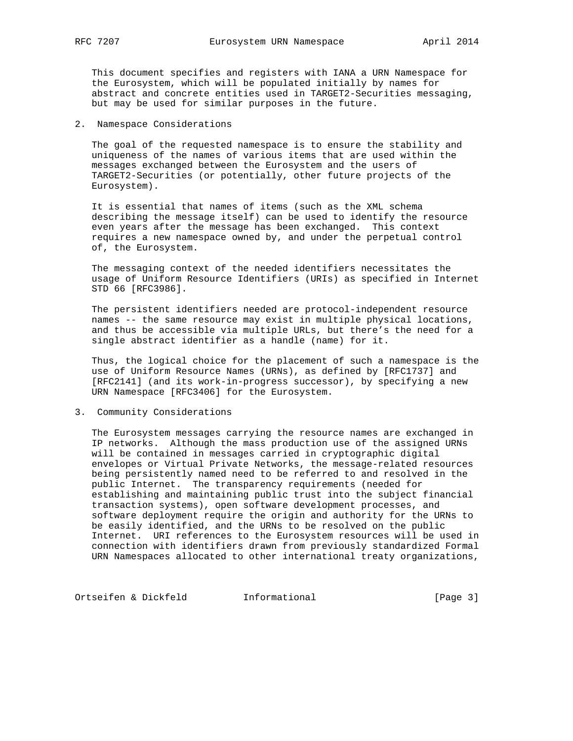This document specifies and registers with IANA a URN Namespace for the Eurosystem, which will be populated initially by names for abstract and concrete entities used in TARGET2-Securities messaging, but may be used for similar purposes in the future.

## 2. Namespace Considerations

The goal of the requested namespace is to ensure the stability and uniqueness of the names of various items that are used within the messages exchanged between the Eurosystem and the users of TARGET2-Securities (or potentially, other future projects of the Eurosystem).

It is essential that names of items (such as the XML schema describing the message itself) can be used to identify the resource even years after the message has been exchanged. This context requires a new namespace owned by, and under the perpetual control of, the Eurosystem.

The messaging context of the needed identifiers necessitates the usage of Uniform Resource Identifiers (URIs) as specified in Internet STD 66 [RFC3986].

The persistent identifiers needed are protocol-independent resource names -- the same resource may exist in multiple physical locations, and thus be accessible via multiple URLs, but there's the need for a single abstract identifier as a handle (name) for it.

Thus, the logical choice for the placement of such a namespace is the use of Uniform Resource Names (URNs), as defined by [RFC1737] and [RFC2141] (and its work-in-progress successor), by specifying a new URN Namespace [RFC3406] for the Eurosystem.

## 3. Community Considerations

The Eurosystem messages carrying the resource names are exchanged in IP networks. Although the mass production use of the assigned URNs will be contained in messages carried in cryptographic digital envelopes or Virtual Private Networks, the message-related resources being persistently named need to be referred to and resolved in the public Internet. The transparency requirements (needed for establishing and maintaining public trust into the subject financial transaction systems), open software development processes, and software deployment require the origin and authority for the URNs to be easily identified, and the URNs to be resolved on the public Internet. URI references to the Eurosystem resources will be used in connection with identifiers drawn from previously standardized Formal URN Namespaces allocated to other international treaty organizations,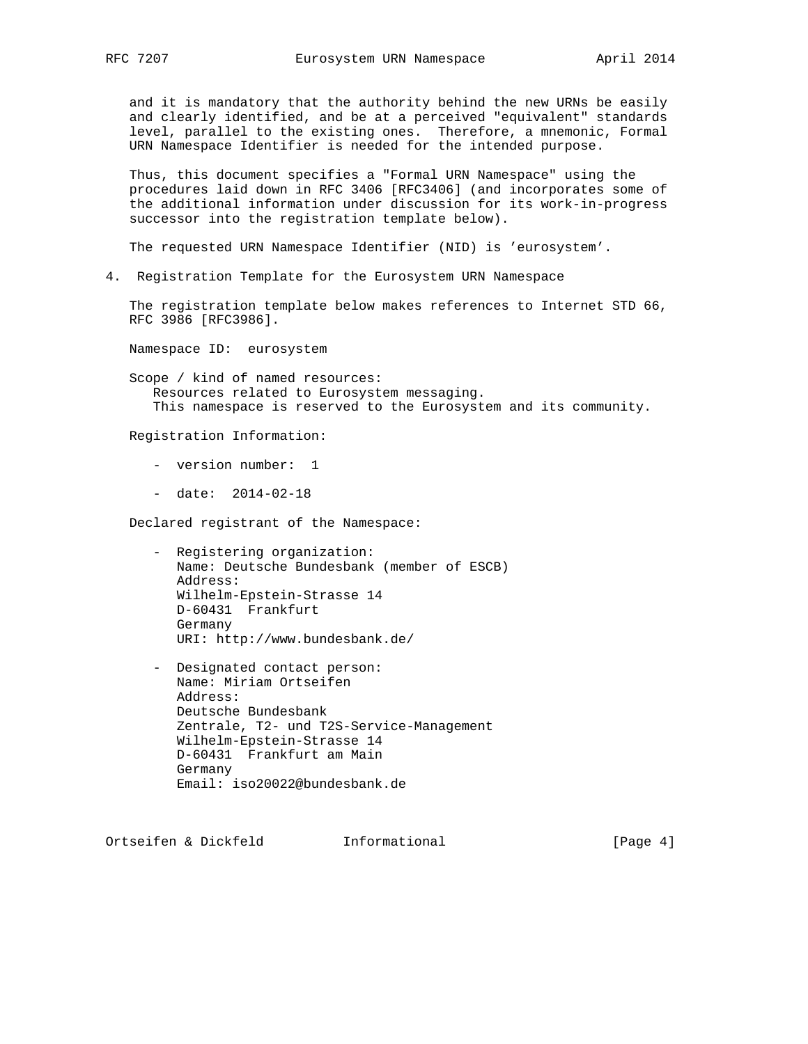and it is mandatory that the authority behind the new URNs be easily and clearly identified, and be at a perceived "equivalent" standards level, parallel to the existing ones. Therefore, a mnemonic, Formal URN Namespace Identifier is needed for the intended purpose.

Thus, this document specifies a "Formal URN Namespace" using the procedures laid down in RFC 3406 [RFC3406] (and incorporates some of the additional information under discussion for its work-in-progress successor into the registration template below).

The requested URN Namespace Identifier (NID) is 'eurosystem'.

## 4. Registration Template for the Eurosystem URN Namespace

The registration template below makes references to Internet STD 66, RFC 3986 [RFC3986].

Namespace ID: eurosystem

Scope / kind of named resources:
Resources related to Eurosystem messaging.
This namespace is reserved to the Eurosystem and its community.

Registration Information:

- version number: 1

- date: 2014-02-18

Declared registrant of the Namespace:

- Registering organization:
  Name: Deutsche Bundesbank (member of ESCB)
  Address:
  Wilhelm-Epstein-Strasse 14
  D-60431 Frankfurt
  Germany
  URI: http://www.bundesbank.de/

- Designated contact person:
  Name: Miriam Ortseifen
  Address:
  Deutsche Bundesbank
  Zentrale, T2- und T2S-Service-Management
  Wilhelm-Epstein-Strasse 14
  D-60431 Frankfurt am Main
  Germany
  Email: iso20022@bundesbank.de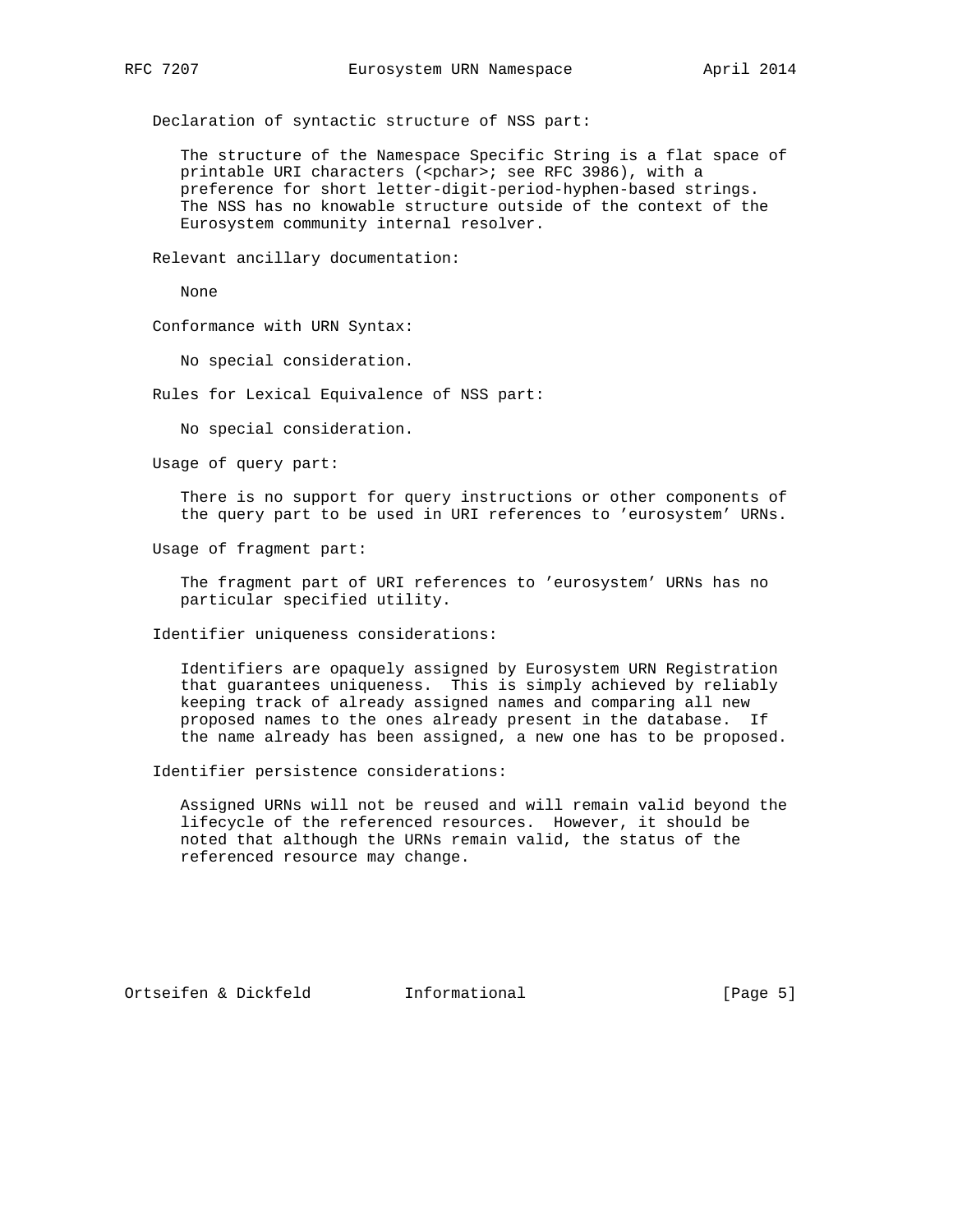Declaration of syntactic structure of NSS part:

The structure of the Namespace Specific String is a flat space of printable URI characters (<pchar>; see RFC 3986), with a preference for short letter-digit-period-hyphen-based strings. The NSS has no knowable structure outside of the context of the Eurosystem community internal resolver.

Relevant ancillary documentation:

None

Conformance with URN Syntax:

No special consideration.

Rules for Lexical Equivalence of NSS part:

No special consideration.

Usage of query part:

There is no support for query instructions or other components of the query part to be used in URI references to 'eurosystem' URNs.

Usage of fragment part:

The fragment part of URI references to 'eurosystem' URNs has no particular specified utility.

Identifier uniqueness considerations:

Identifiers are opaquely assigned by Eurosystem URN Registration that guarantees uniqueness. This is simply achieved by reliably keeping track of already assigned names and comparing all new proposed names to the ones already present in the database. If the name already has been assigned, a new one has to be proposed.

Identifier persistence considerations:

Assigned URNs will not be reused and will remain valid beyond the lifecycle of the referenced resources. However, it should be noted that although the URNs remain valid, the status of the referenced resource may change.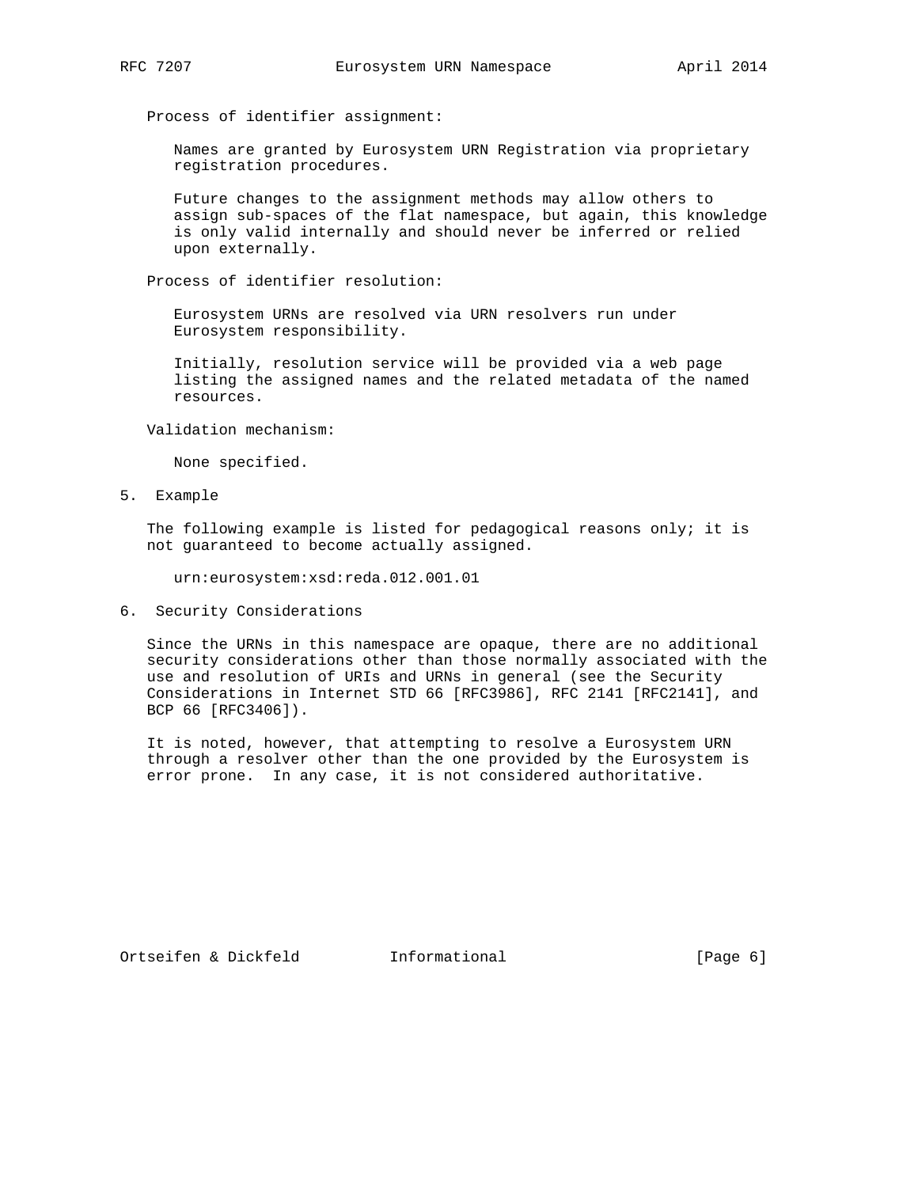Process of identifier assignment:

Names are granted by Eurosystem URN Registration via proprietary registration procedures.

Future changes to the assignment methods may allow others to assign sub-spaces of the flat namespace, but again, this knowledge is only valid internally and should never be inferred or relied upon externally.

Process of identifier resolution:

Eurosystem URNs are resolved via URN resolvers run under Eurosystem responsibility.

Initially, resolution service will be provided via a web page listing the assigned names and the related metadata of the named resources.

Validation mechanism:

None specified.

## 5. Example

The following example is listed for pedagogical reasons only; it is not guaranteed to become actually assigned.

```
urn:eurosystem:xsd:reda.012.001.01
```

## 6. Security Considerations

Since the URNs in this namespace are opaque, there are no additional security considerations other than those normally associated with the use and resolution of URIs and URNs in general (see the Security Considerations in Internet STD 66 [RFC3986], RFC 2141 [RFC2141], and BCP 66 [RFC3406]).

It is noted, however, that attempting to resolve a Eurosystem URN through a resolver other than the one provided by the Eurosystem is error prone. In any case, it is not considered authoritative.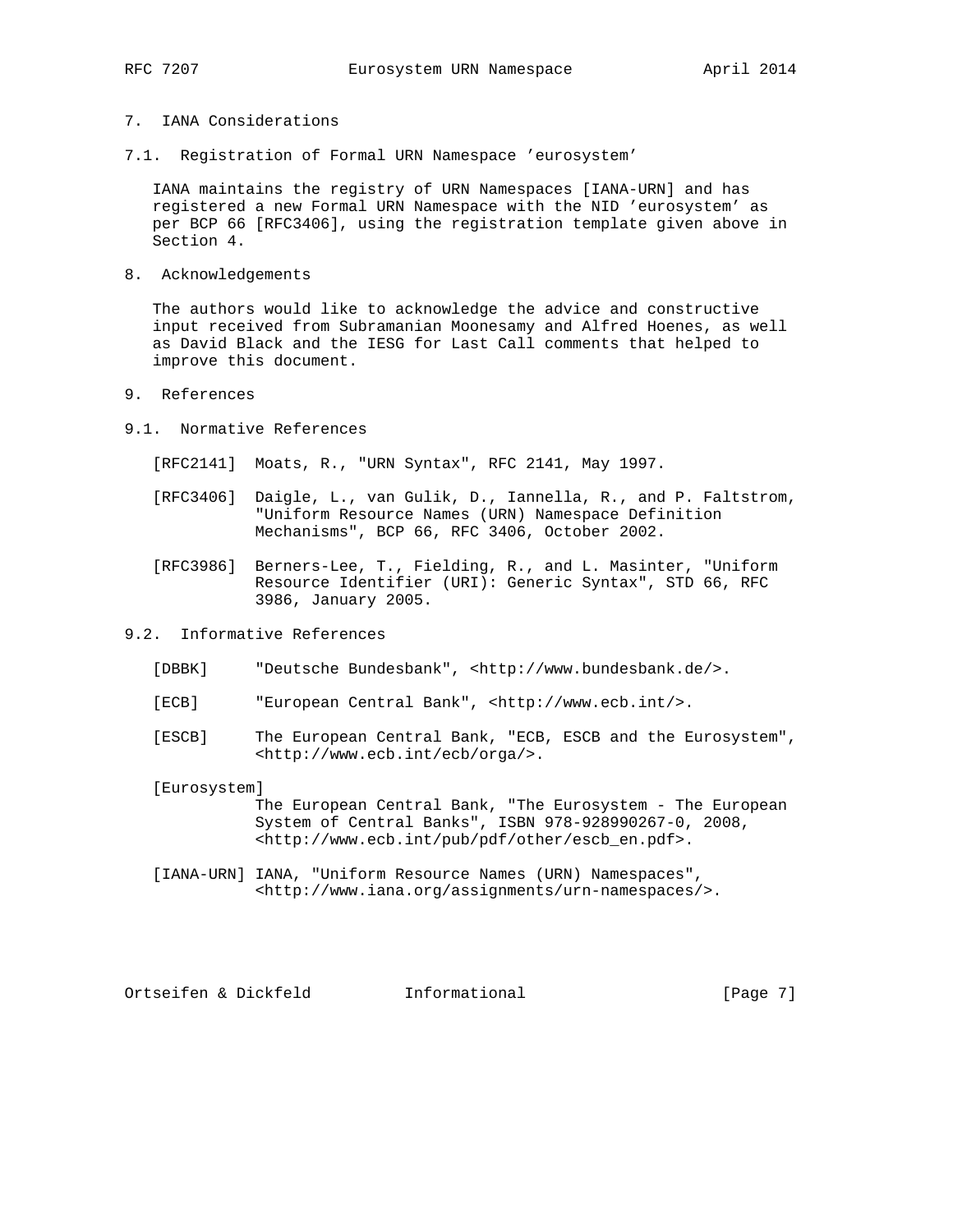## 7. IANA Considerations

### 7.1. Registration of Formal URN Namespace 'eurosystem'

IANA maintains the registry of URN Namespaces [IANA-URN] and has registered a new Formal URN Namespace with the NID 'eurosystem' as per BCP 66 [RFC3406], using the registration template given above in Section 4.

## 8. Acknowledgements

The authors would like to acknowledge the advice and constructive input received from Subramanian Moonesamy and Alfred Hoenes, as well as David Black and the IESG for Last Call comments that helped to improve this document.

## 9. References

### 9.1. Normative References

[RFC2141] Moats, R., "URN Syntax", RFC 2141, May 1997.

[RFC3406] Daigle, L., van Gulik, D., Iannella, R., and P. Faltstrom, "Uniform Resource Names (URN) Namespace Definition Mechanisms", BCP 66, RFC 3406, October 2002.

[RFC3986] Berners-Lee, T., Fielding, R., and L. Masinter, "Uniform Resource Identifier (URI): Generic Syntax", STD 66, RFC 3986, January 2005.

### 9.2. Informative References

[DBBK] "Deutsche Bundesbank", <http://www.bundesbank.de/>.

[ECB] "European Central Bank", <http://www.ecb.int/>.

[ESCB] The European Central Bank, "ECB, ESCB and the Eurosystem", <http://www.ecb.int/ecb/orga/>.

[Eurosystem] The European Central Bank, "The Eurosystem - The European System of Central Banks", ISBN 978-928990267-0, 2008, <http://www.ecb.int/pub/pdf/other/escb_en.pdf>.

[IANA-URN] IANA, "Uniform Resource Names (URN) Namespaces", <http://www.iana.org/assignments/urn-namespaces/>.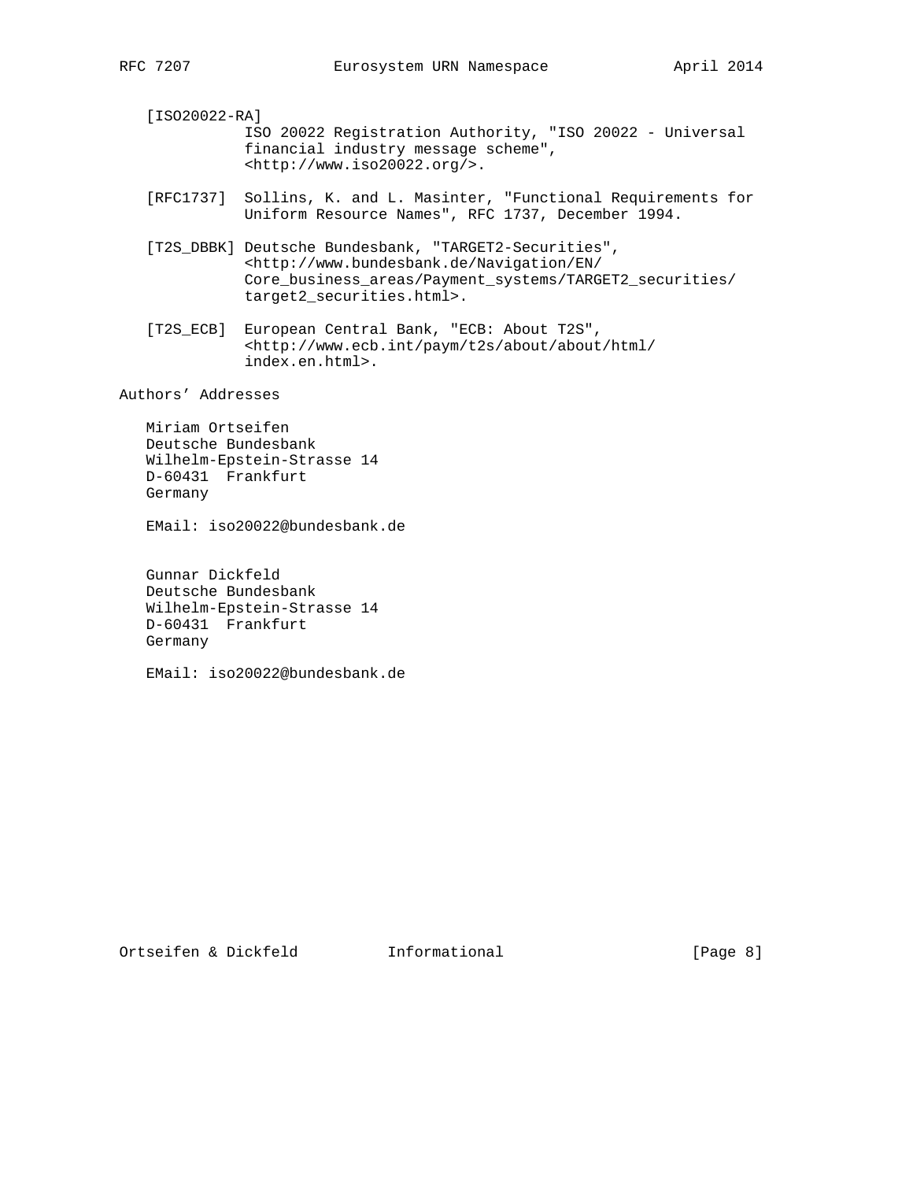[ISO20022-RA]
ISO 20022 Registration Authority, "ISO 20022 - Universal financial industry message scheme", <http://www.iso20022.org/>.

[RFC1737] Sollins, K. and L. Masinter, "Functional Requirements for Uniform Resource Names", RFC 1737, December 1994.

[T2S_DBBK] Deutsche Bundesbank, "TARGET2-Securities", <http://www.bundesbank.de/Navigation/EN/Core_business_areas/Payment_systems/TARGET2_securities/target2_securities.html>.

[T2S_ECB] European Central Bank, "ECB: About T2S", <http://www.ecb.int/paym/t2s/about/about/html/index.en.html>.

## Authors' Addresses

Miriam Ortseifen
Deutsche Bundesbank
Wilhelm-Epstein-Strasse 14
D-60431 Frankfurt
Germany

EMail: iso20022@bundesbank.de

Gunnar Dickfeld
Deutsche Bundesbank
Wilhelm-Epstein-Strasse 14
D-60431 Frankfurt
Germany

EMail: iso20022@bundesbank.de